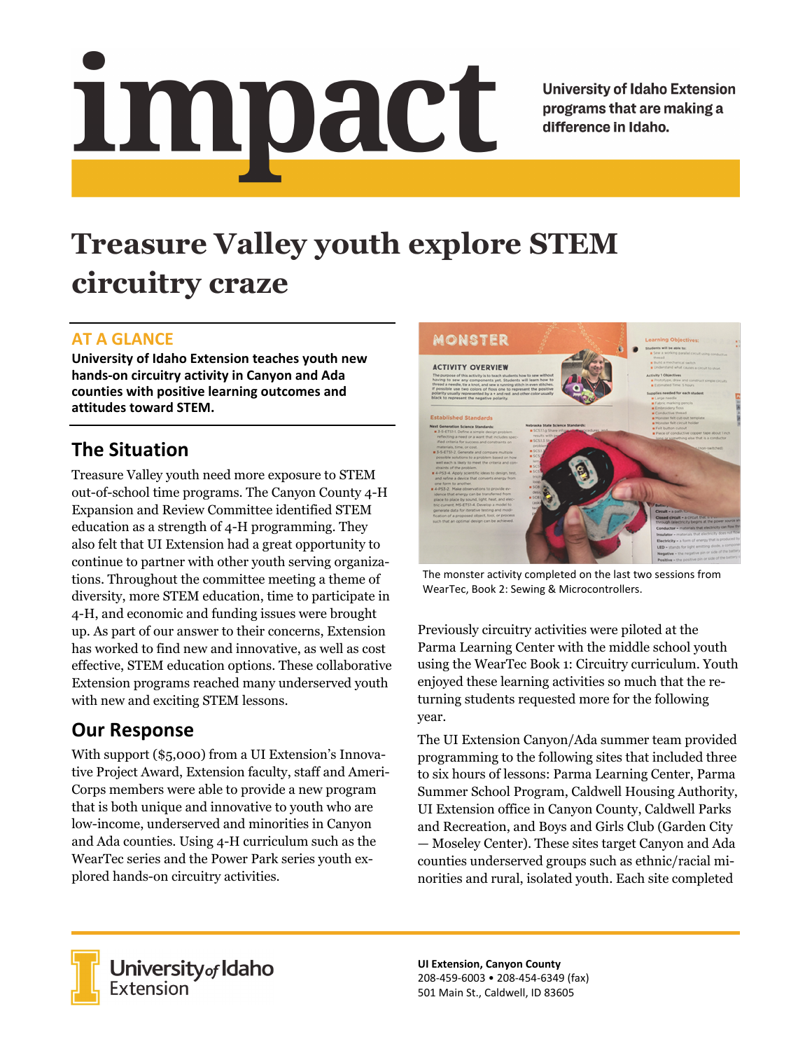# impact

University of Idaho Extension programs that are making a difference in Idaho.

# Treasure Valley youth explore STEM circuitry craze

## AT A GLANCE

**University of Idaho Extension teaches youth new hands-on circuitry activity in Canyon and Ada counties with positive learning outcomes and attitudes toward STEM.**

## The Situation

Treasure Valley youth need more exposure to STEM out-of-school time programs. The Canyon County 4-H Expansion and Review Committee identified STEM education as a strength of 4-H programming. They also felt that UI Extension had a great opportunity to continue to partner with other youth serving organizations. Throughout the committee meeting a theme of diversity, more STEM education, time to participate in 4-H, and economic and funding issues were brought up. As part of our answer to their concerns, Extension has worked to find new and innovative, as well as cost effective, STEM education options. These collaborative Extension programs reached many underserved youth with new and exciting STEM lessons.

## Our Response

With support ($5,000) from a UI Extension's Innovative Project Award, Extension faculty, staff and AmeriCorps members were able to provide a new program that is both unique and innovative to youth who are low-income, underserved and minorities in Canyon and Ada counties. Using 4-H curriculum such as the WearTec series and the Power Park series youth explored hands-on circuitry activities.

The monster activity completed on the last two sessions from WearTec, Book 2: Sewing & Microcontrollers.

Previously circuitry activities were piloted at the Parma Learning Center with the middle school youth using the WearTec Book 1: Circuitry curriculum. Youth enjoyed these learning activities so much that the returning students requested more for the following year.

The UI Extension Canyon/Ada summer team provided programming to the following sites that included three to six hours of lessons: Parma Learning Center, Parma Summer School Program, Caldwell Housing Authority, UI Extension office in Canyon County, Caldwell Parks and Recreation, and Boys and Girls Club (Garden City — Moseley Center). These sites target Canyon and Ada counties underserved groups such as ethnic/racial minorities and rural, isolated youth. Each site completed

University of Idaho Extension

**UI Extension, Canyon County**
208-459-6003 • 208-454-6349 (fax)
501 Main St., Caldwell, ID 83605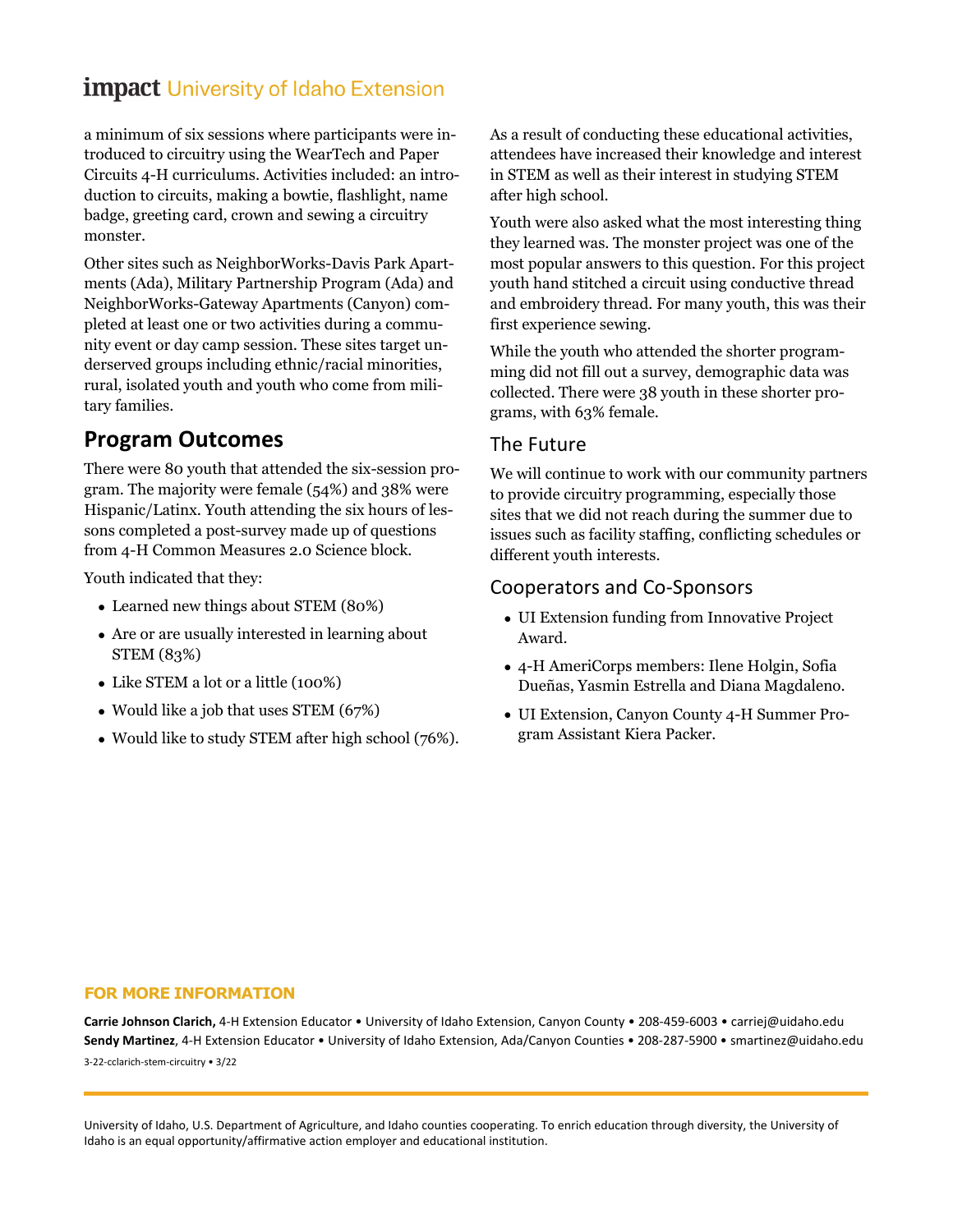a minimum of six sessions where participants were introduced to circuitry using the WearTech and Paper Circuits 4-H curriculums. Activities included: an introduction to circuits, making a bowtie, flashlight, name badge, greeting card, crown and sewing a circuitry monster.

Other sites such as NeighborWorks-Davis Park Apartments (Ada), Military Partnership Program (Ada) and NeighborWorks-Gateway Apartments (Canyon) completed at least one or two activities during a community event or day camp session. These sites target underserved groups including ethnic/racial minorities, rural, isolated youth and youth who come from military families.

## Program Outcomes

There were 80 youth that attended the six-session program. The majority were female (54%) and 38% were Hispanic/Latinx. Youth attending the six hours of lessons completed a post-survey made up of questions from 4-H Common Measures 2.0 Science block.

Youth indicated that they:

- Learned new things about STEM (80%)
- Are or are usually interested in learning about STEM (83%)
- Like STEM a lot or a little (100%)
- Would like a job that uses STEM (67%)
- Would like to study STEM after high school (76%).

As a result of conducting these educational activities, attendees have increased their knowledge and interest in STEM as well as their interest in studying STEM after high school.

Youth were also asked what the most interesting thing they learned was. The monster project was one of the most popular answers to this question. For this project youth hand stitched a circuit using conductive thread and embroidery thread. For many youth, this was their first experience sewing.

While the youth who attended the shorter programming did not fill out a survey, demographic data was collected. There were 38 youth in these shorter programs, with 63% female.

### The Future

We will continue to work with our community partners to provide circuitry programming, especially those sites that we did not reach during the summer due to issues such as facility staffing, conflicting schedules or different youth interests.

### Cooperators and Co-Sponsors

- UI Extension funding from Innovative Project Award.
- 4-H AmeriCorps members: Ilene Holgin, Sofia Dueñas, Yasmin Estrella and Diana Magdaleno.
- UI Extension, Canyon County 4-H Summer Program Assistant Kiera Packer.

**FOR MORE INFORMATION**

**Carrie Johnson Clarich,** 4-H Extension Educator • University of Idaho Extension, Canyon County • 208-459-6003 • carriej@uidaho.edu
**Sendy Martinez**, 4-H Extension Educator • University of Idaho Extension, Ada/Canyon Counties • 208-287-5900 • smartinez@uidaho.edu

3-22-cclarich-stem-circuitry • 3/22

University of Idaho, U.S. Department of Agriculture, and Idaho counties cooperating. To enrich education through diversity, the University of Idaho is an equal opportunity/affirmative action employer and educational institution.